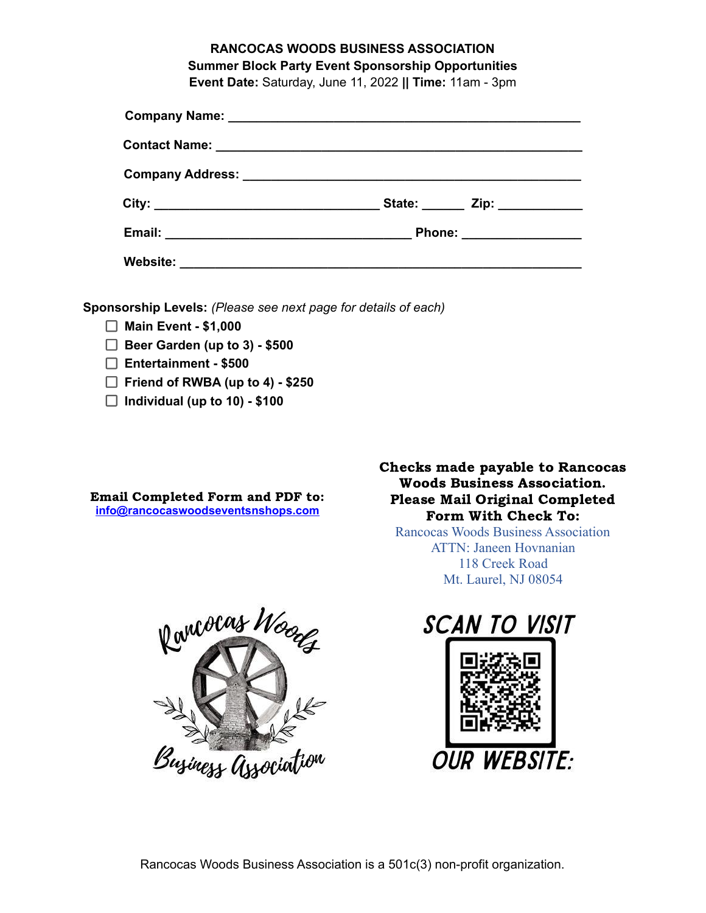# RANCOCAS WOODS BUSINESS ASSOCIATION

## Summer Block Party Event Sponsorship Opportunities

**Event Date:** Saturday, June 11, 2022 **||** **Time:** 11am - 3pm

**Company Name:** ______________________________________________

**Contact Name:** ______________________________________________

**Company Address:** ___________________________________________

**City:** __________________________ **State:** ______ **Zip:** ___________

**Email:** ______________________________ **Phone:** ________________

**Website:** ___________________________________________________

**Sponsorship Levels:** *(Please see next page for details of each)*

- ☐ **Main Event - $1,000**
- ☐ **Beer Garden (up to 3) - $500**
- ☐ **Entertainment - $500**
- ☐ **Friend of RWBA (up to 4) - $250**
- ☐ **Individual (up to 10) - $100**

**Email Completed Form and PDF to:**
[info@rancocaswoodseventsnshops.com](mailto:info@rancocaswoodseventsnshops.com)

**Checks made payable to Rancocas Woods Business Association. Please Mail Original Completed Form With Check To:**

Rancocas Woods Business Association
ATTN: Janeen Hovnanian
118 Creek Road
Mt. Laurel, NJ 08054

Rancocas Woods Business Association

SCAN TO VISIT OUR WEBSITE:

Rancocas Woods Business Association is a 501c(3) non-profit organization.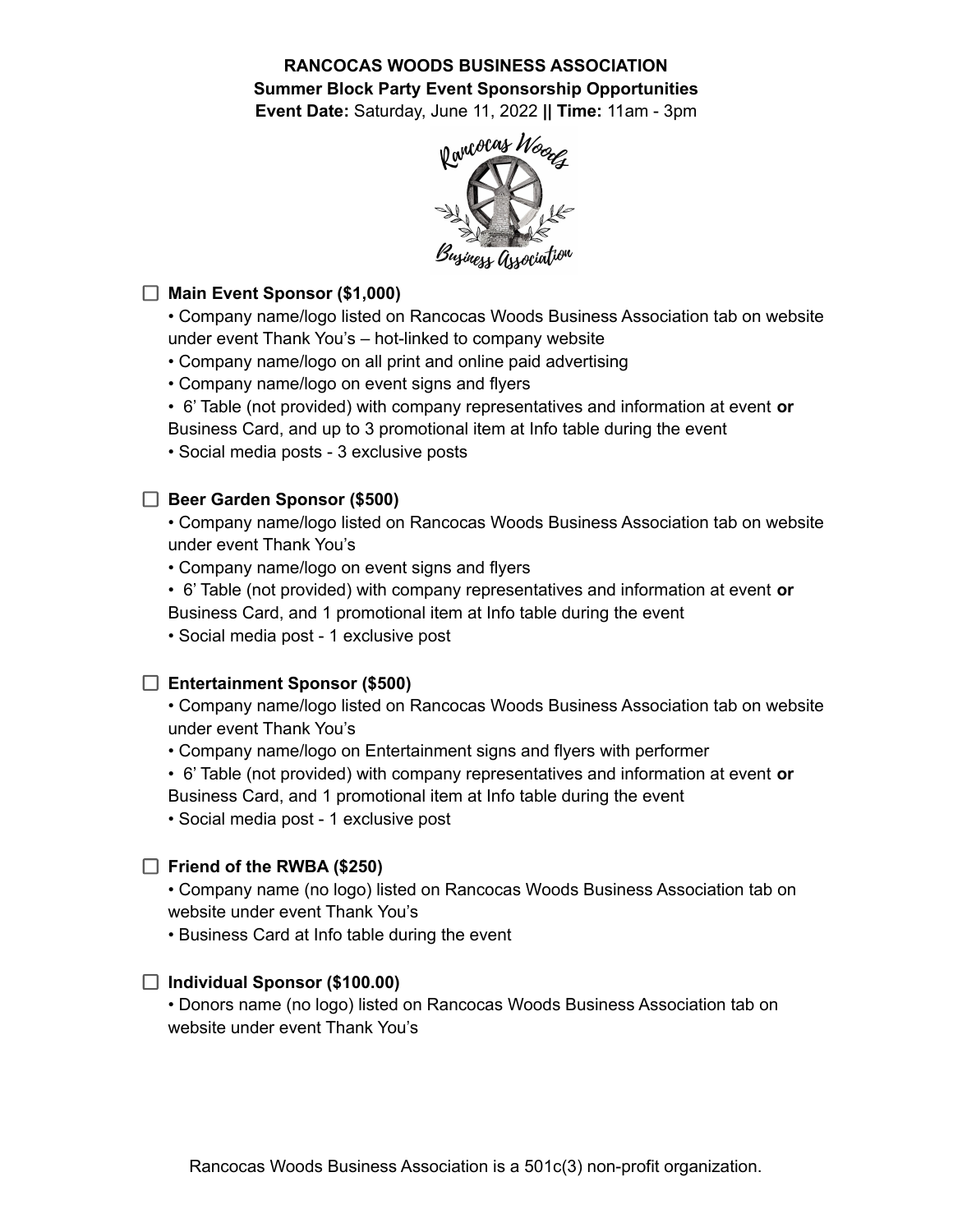**RANCOCAS WOODS BUSINESS ASSOCIATION**

**Summer Block Party Event Sponsorship Opportunities**

**Event Date:** Saturday, June 11, 2022 **||** **Time:** 11am - 3pm

- [ ] **Main Event Sponsor ($1,000)**
  - Company name/logo listed on Rancocas Woods Business Association tab on website under event Thank You's – hot-linked to company website
  - Company name/logo on all print and online paid advertising
  - Company name/logo on event signs and flyers
  - 6' Table (not provided) with company representatives and information at event **or** Business Card, and up to 3 promotional item at Info table during the event
  - Social media posts - 3 exclusive posts

- [ ] **Beer Garden Sponsor ($500)**
  - Company name/logo listed on Rancocas Woods Business Association tab on website under event Thank You's
  - Company name/logo on event signs and flyers
  - 6' Table (not provided) with company representatives and information at event **or** Business Card, and 1 promotional item at Info table during the event
  - Social media post - 1 exclusive post

- [ ] **Entertainment Sponsor ($500)**
  - Company name/logo listed on Rancocas Woods Business Association tab on website under event Thank You's
  - Company name/logo on Entertainment signs and flyers with performer
  - 6' Table (not provided) with company representatives and information at event **or** Business Card, and 1 promotional item at Info table during the event
  - Social media post - 1 exclusive post

- [ ] **Friend of the RWBA ($250)**
  - Company name (no logo) listed on Rancocas Woods Business Association tab on website under event Thank You's
  - Business Card at Info table during the event

- [ ] **Individual Sponsor ($100.00)**
  - Donors name (no logo) listed on Rancocas Woods Business Association tab on website under event Thank You's

Rancocas Woods Business Association is a 501c(3) non-profit organization.